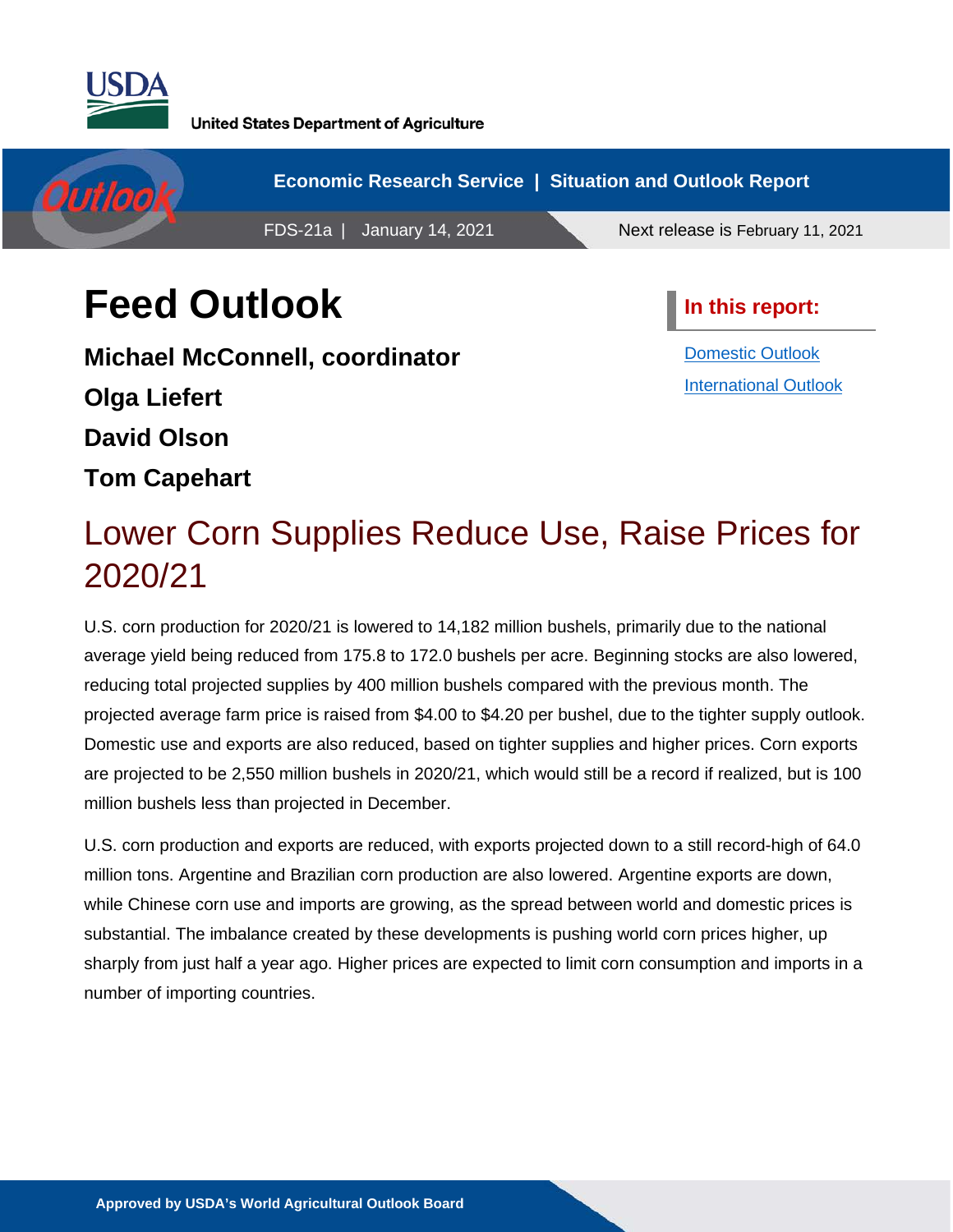United States Department of Agriculture

Economic Research Service | Situation and Outlook Report

FDS-21a | January 14, 2021

Next release is February 11, 2021

# Feed Outlook

**Michael McConnell, coordinator**

**Olga Liefert**

**David Olson**

**Tom Capehart**

**In this report:**

- Domestic Outlook
- International Outlook

## Lower Corn Supplies Reduce Use, Raise Prices for 2020/21

U.S. corn production for 2020/21 is lowered to 14,182 million bushels, primarily due to the national average yield being reduced from 175.8 to 172.0 bushels per acre. Beginning stocks are also lowered, reducing total projected supplies by 400 million bushels compared with the previous month. The projected average farm price is raised from $4.00 to $4.20 per bushel, due to the tighter supply outlook. Domestic use and exports are also reduced, based on tighter supplies and higher prices. Corn exports are projected to be 2,550 million bushels in 2020/21, which would still be a record if realized, but is 100 million bushels less than projected in December.

U.S. corn production and exports are reduced, with exports projected down to a still record-high of 64.0 million tons. Argentine and Brazilian corn production are also lowered. Argentine exports are down, while Chinese corn use and imports are growing, as the spread between world and domestic prices is substantial. The imbalance created by these developments is pushing world corn prices higher, up sharply from just half a year ago. Higher prices are expected to limit corn consumption and imports in a number of importing countries.

Approved by USDA's World Agricultural Outlook Board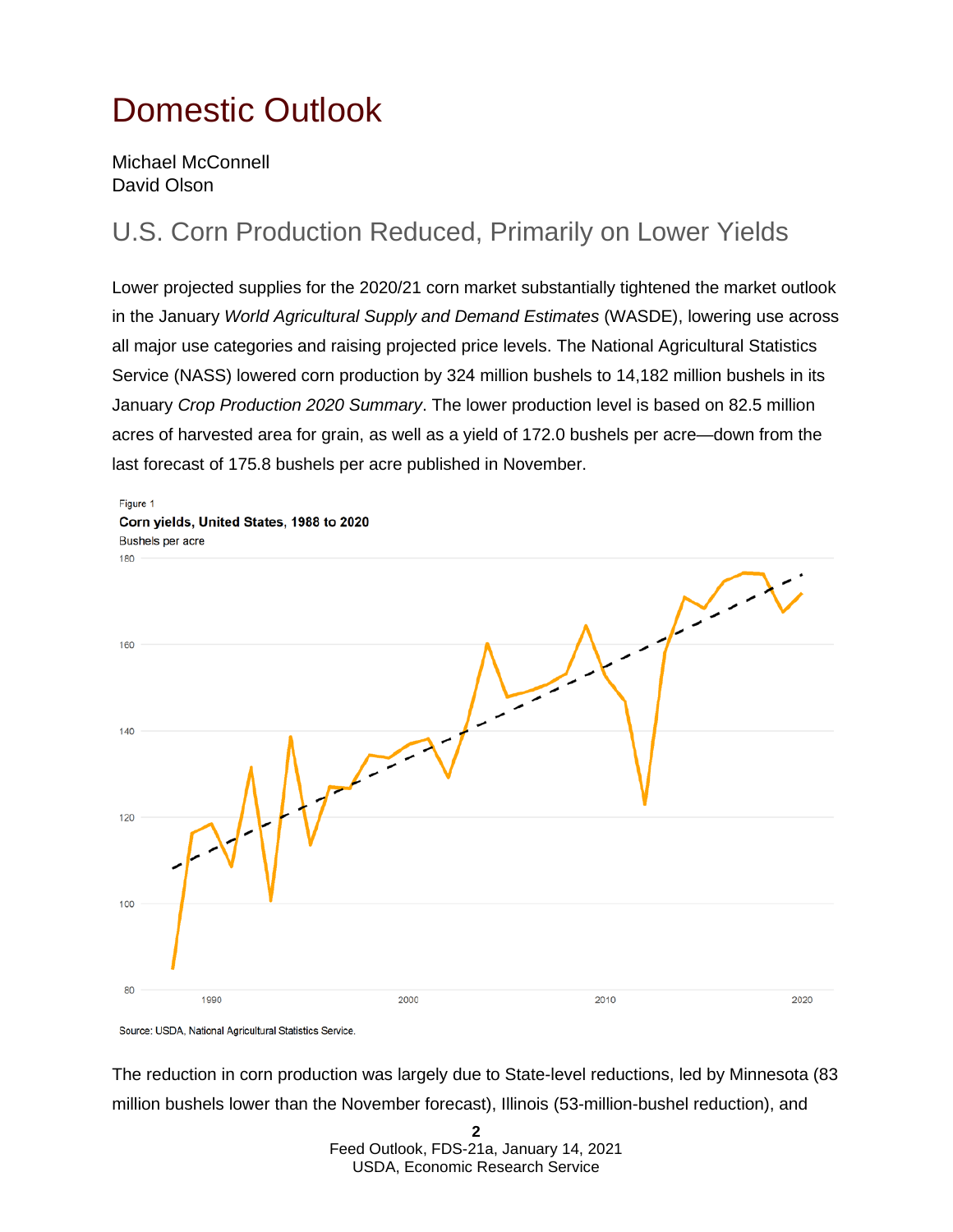# Domestic Outlook

Michael McConnell
David Olson

## U.S. Corn Production Reduced, Primarily on Lower Yields

Lower projected supplies for the 2020/21 corn market substantially tightened the market outlook in the January *World Agricultural Supply and Demand Estimates* (WASDE), lowering use across all major use categories and raising projected price levels. The National Agricultural Statistics Service (NASS) lowered corn production by 324 million bushels to 14,182 million bushels in its January *Crop Production 2020 Summary*. The lower production level is based on 82.5 million acres of harvested area for grain, as well as a yield of 172.0 bushels per acre—down from the last forecast of 175.8 bushels per acre published in November.

Figure 1
**Corn yields, United States, 1988 to 2020**
Bushels per acre

Source: USDA, National Agricultural Statistics Service.

The reduction in corn production was largely due to State-level reductions, led by Minnesota (83 million bushels lower than the November forecast), Illinois (53-million-bushel reduction), and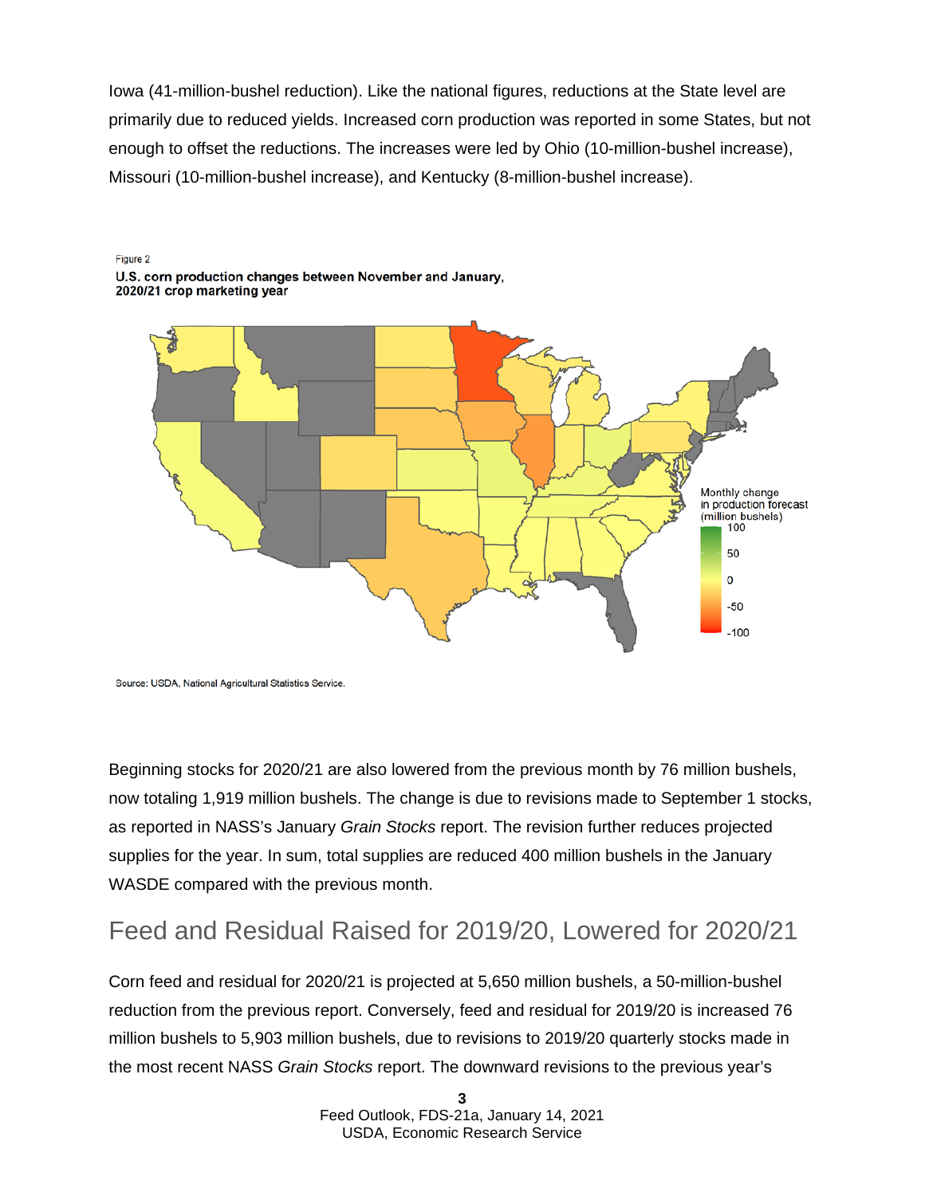Iowa (41-million-bushel reduction). Like the national figures, reductions at the State level are primarily due to reduced yields. Increased corn production was reported in some States, but not enough to offset the reductions. The increases were led by Ohio (10-million-bushel increase), Missouri (10-million-bushel increase), and Kentucky (8-million-bushel increase).

Figure 2
**U.S. corn production changes between November and January, 2020/21 crop marketing year**

Source: USDA, National Agricultural Statistics Service.

Beginning stocks for 2020/21 are also lowered from the previous month by 76 million bushels, now totaling 1,919 million bushels. The change is due to revisions made to September 1 stocks, as reported in NASS's January *Grain Stocks* report. The revision further reduces projected supplies for the year. In sum, total supplies are reduced 400 million bushels in the January WASDE compared with the previous month.

## Feed and Residual Raised for 2019/20, Lowered for 2020/21

Corn feed and residual for 2020/21 is projected at 5,650 million bushels, a 50-million-bushel reduction from the previous report. Conversely, feed and residual for 2019/20 is increased 76 million bushels to 5,903 million bushels, due to revisions to 2019/20 quarterly stocks made in the most recent NASS *Grain Stocks* report. The downward revisions to the previous year's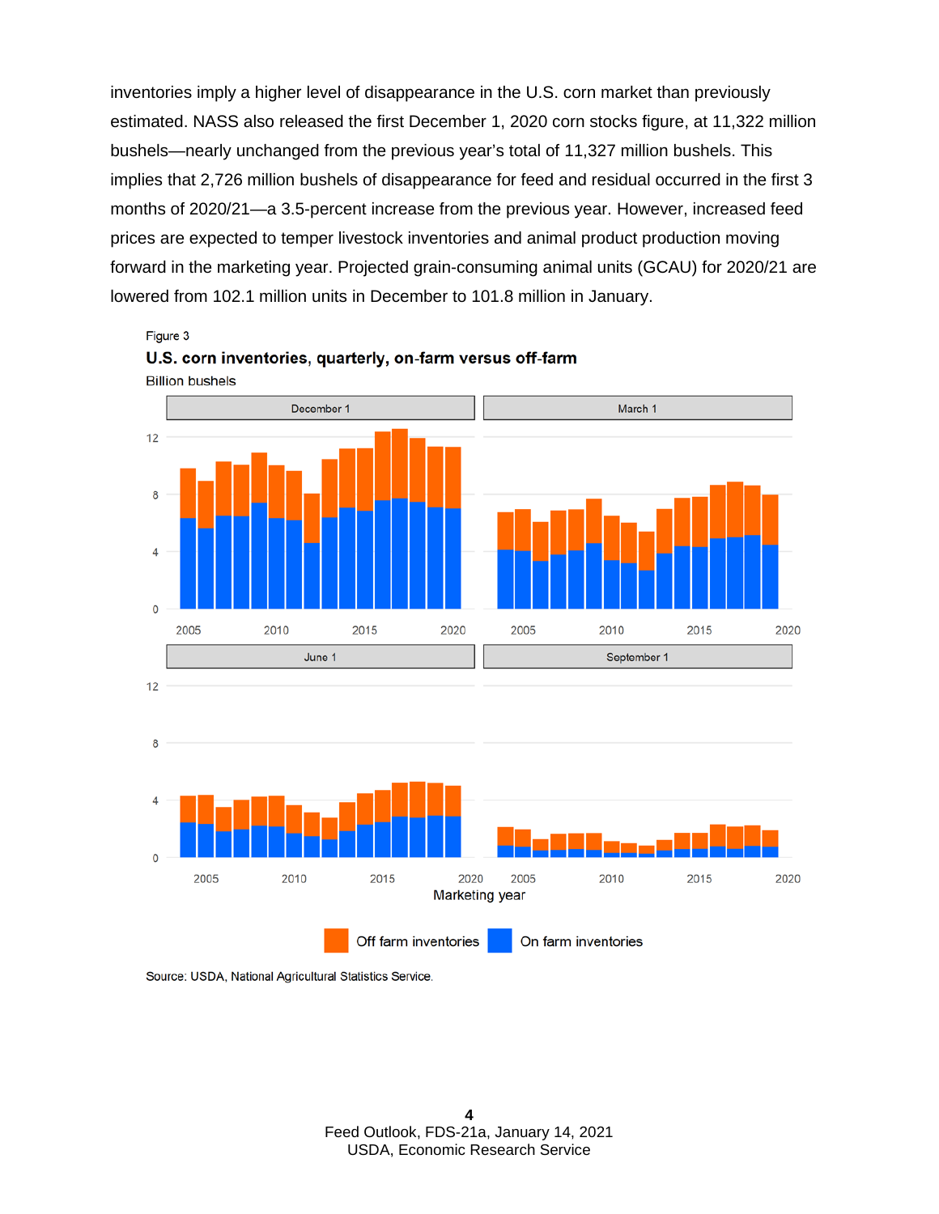inventories imply a higher level of disappearance in the U.S. corn market than previously estimated. NASS also released the first December 1, 2020 corn stocks figure, at 11,322 million bushels—nearly unchanged from the previous year's total of 11,327 million bushels. This implies that 2,726 million bushels of disappearance for feed and residual occurred in the first 3 months of 2020/21—a 3.5-percent increase from the previous year. However, increased feed prices are expected to temper livestock inventories and animal product production moving forward in the marketing year. Projected grain-consuming animal units (GCAU) for 2020/21 are lowered from 102.1 million units in December to 101.8 million in January.

Figure 3

**U.S. corn inventories, quarterly, on-farm versus off-farm**

Billion bushels

Source: USDA, National Agricultural Statistics Service.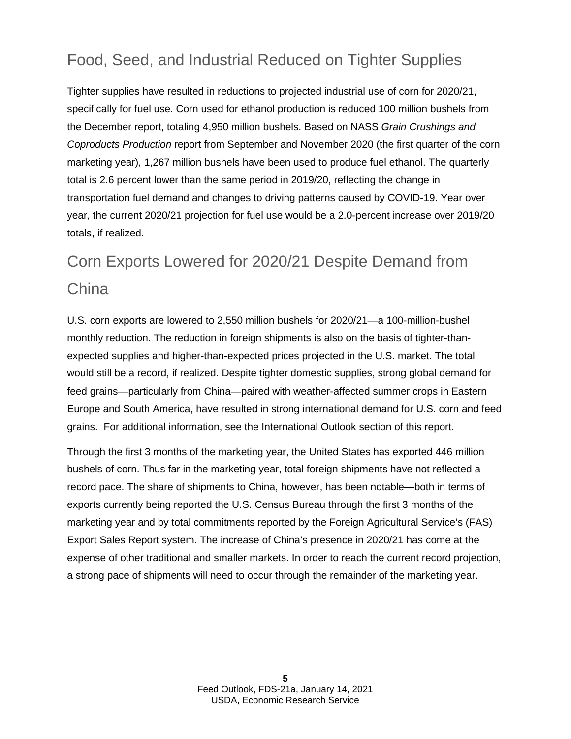## Food, Seed, and Industrial Reduced on Tighter Supplies

Tighter supplies have resulted in reductions to projected industrial use of corn for 2020/21, specifically for fuel use. Corn used for ethanol production is reduced 100 million bushels from the December report, totaling 4,950 million bushels. Based on NASS *Grain Crushings and Coproducts Production* report from September and November 2020 (the first quarter of the corn marketing year), 1,267 million bushels have been used to produce fuel ethanol. The quarterly total is 2.6 percent lower than the same period in 2019/20, reflecting the change in transportation fuel demand and changes to driving patterns caused by COVID-19. Year over year, the current 2020/21 projection for fuel use would be a 2.0-percent increase over 2019/20 totals, if realized.

## Corn Exports Lowered for 2020/21 Despite Demand from China

U.S. corn exports are lowered to 2,550 million bushels for 2020/21—a 100-million-bushel monthly reduction. The reduction in foreign shipments is also on the basis of tighter-than-expected supplies and higher-than-expected prices projected in the U.S. market. The total would still be a record, if realized. Despite tighter domestic supplies, strong global demand for feed grains—particularly from China—paired with weather-affected summer crops in Eastern Europe and South America, have resulted in strong international demand for U.S. corn and feed grains. For additional information, see the International Outlook section of this report.

Through the first 3 months of the marketing year, the United States has exported 446 million bushels of corn. Thus far in the marketing year, total foreign shipments have not reflected a record pace. The share of shipments to China, however, has been notable—both in terms of exports currently being reported the U.S. Census Bureau through the first 3 months of the marketing year and by total commitments reported by the Foreign Agricultural Service's (FAS) Export Sales Report system. The increase of China's presence in 2020/21 has come at the expense of other traditional and smaller markets. In order to reach the current record projection, a strong pace of shipments will need to occur through the remainder of the marketing year.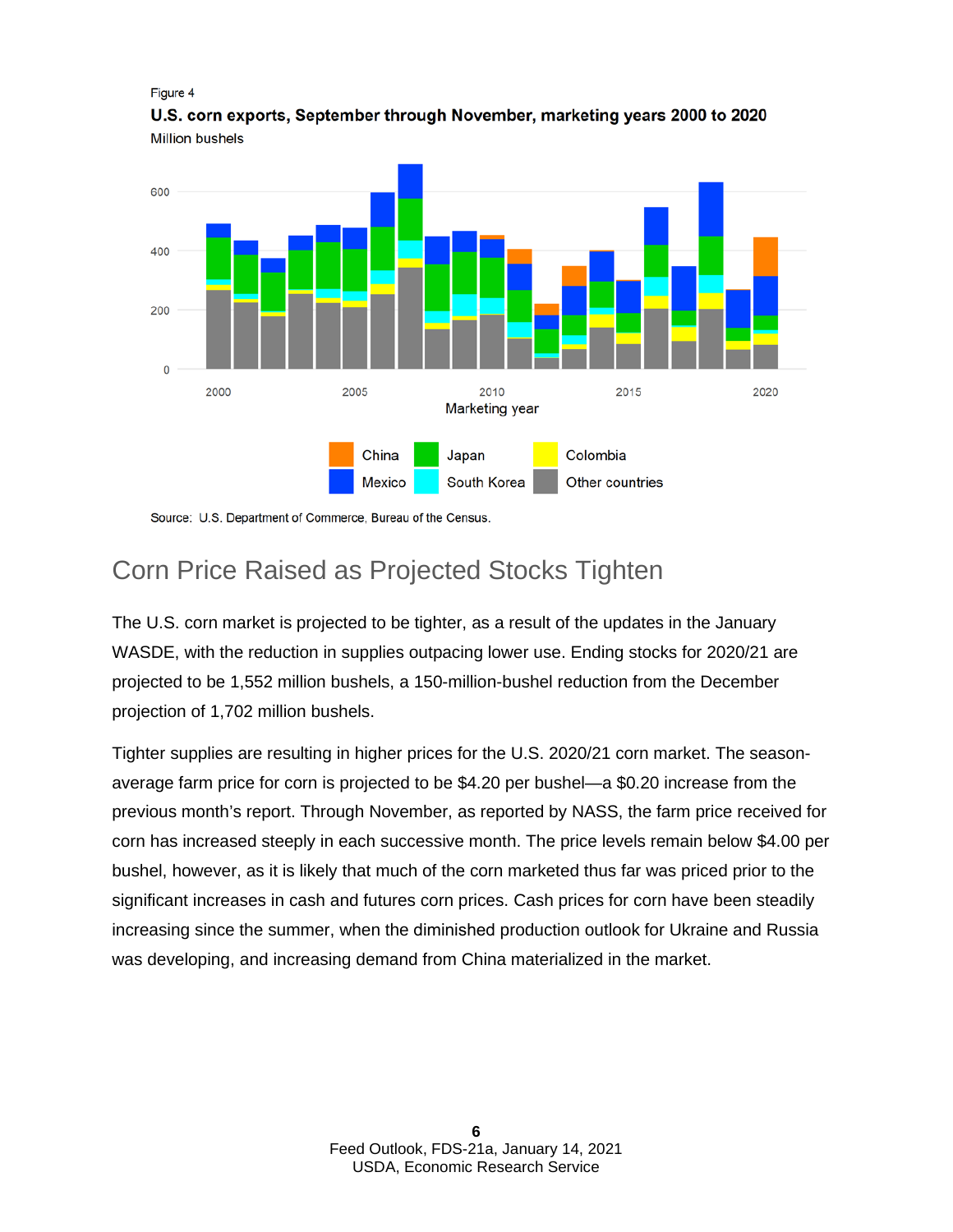Figure 4

**U.S. corn exports, September through November, marketing years 2000 to 2020**

Million bushels

Source: U.S. Department of Commerce, Bureau of the Census.

## Corn Price Raised as Projected Stocks Tighten

The U.S. corn market is projected to be tighter, as a result of the updates in the January WASDE, with the reduction in supplies outpacing lower use. Ending stocks for 2020/21 are projected to be 1,552 million bushels, a 150-million-bushel reduction from the December projection of 1,702 million bushels.

Tighter supplies are resulting in higher prices for the U.S. 2020/21 corn market. The season-average farm price for corn is projected to be $4.20 per bushel—a $0.20 increase from the previous month's report. Through November, as reported by NASS, the farm price received for corn has increased steeply in each successive month. The price levels remain below $4.00 per bushel, however, as it is likely that much of the corn marketed thus far was priced prior to the significant increases in cash and futures corn prices. Cash prices for corn have been steadily increasing since the summer, when the diminished production outlook for Ukraine and Russia was developing, and increasing demand from China materialized in the market.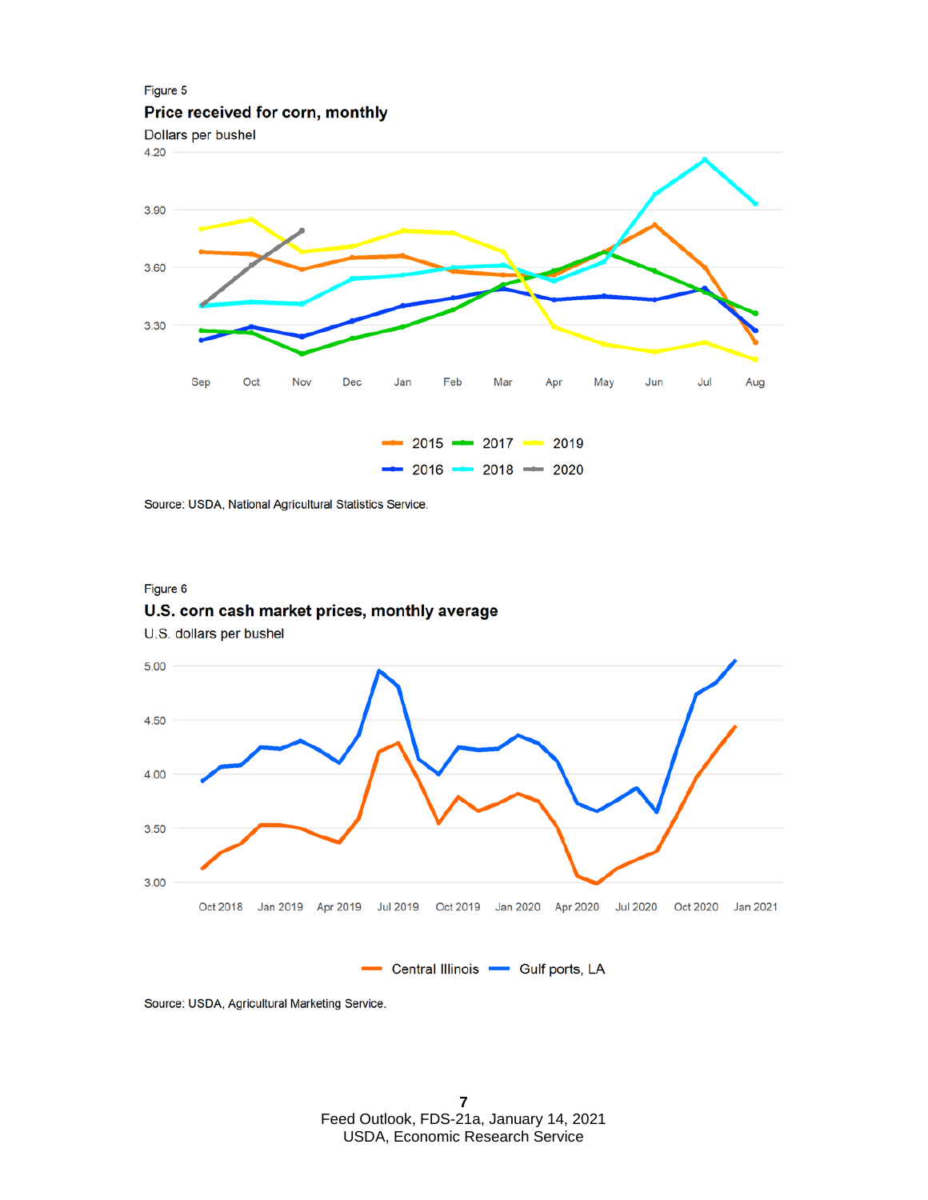Figure 5

**Price received for corn, monthly**

Dollars per bushel

Source: USDA, National Agricultural Statistics Service.

Figure 6

**U.S. corn cash market prices, monthly average**

U.S. dollars per bushel

Source: USDA, Agricultural Marketing Service.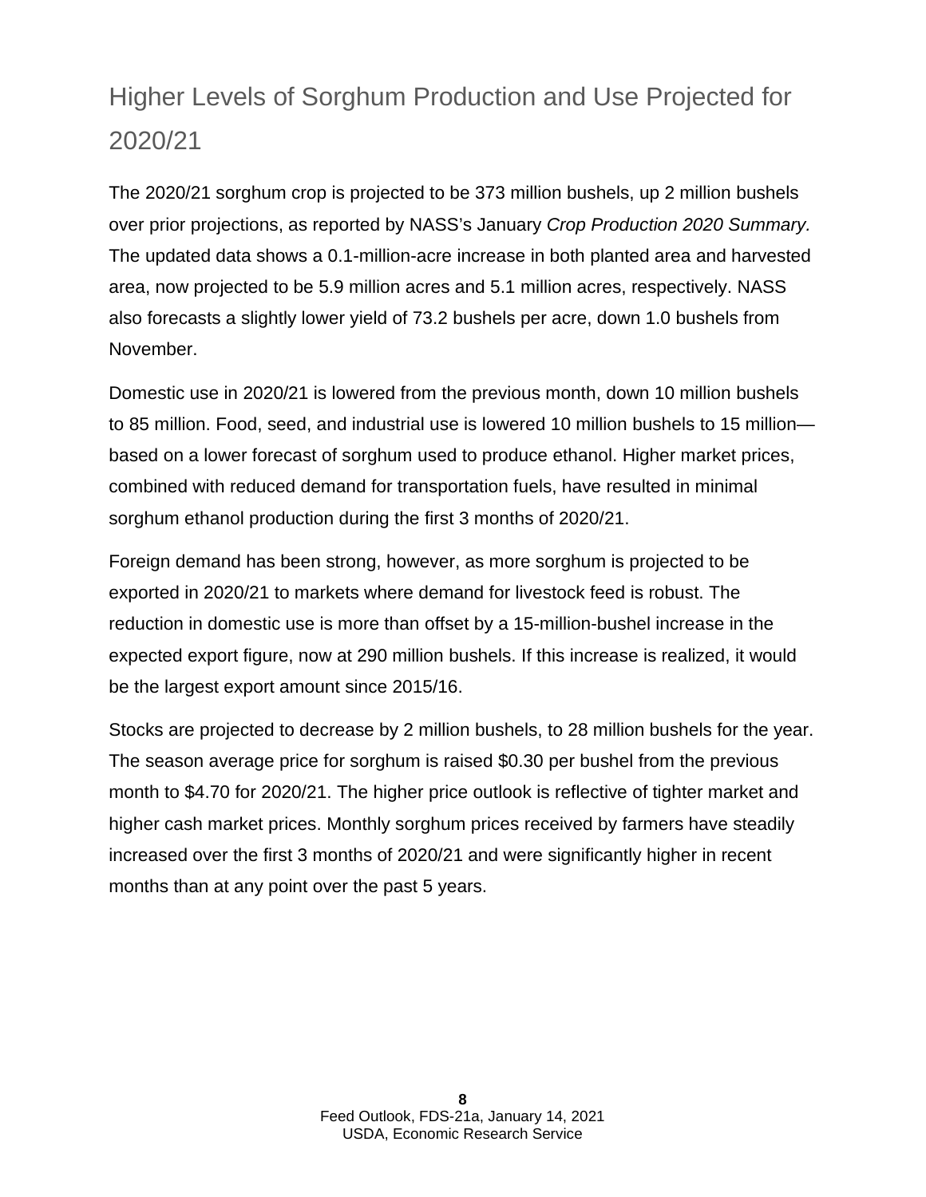## Higher Levels of Sorghum Production and Use Projected for 2020/21

The 2020/21 sorghum crop is projected to be 373 million bushels, up 2 million bushels over prior projections, as reported by NASS's January *Crop Production 2020 Summary.* The updated data shows a 0.1-million-acre increase in both planted area and harvested area, now projected to be 5.9 million acres and 5.1 million acres, respectively. NASS also forecasts a slightly lower yield of 73.2 bushels per acre, down 1.0 bushels from November.

Domestic use in 2020/21 is lowered from the previous month, down 10 million bushels to 85 million. Food, seed, and industrial use is lowered 10 million bushels to 15 million—based on a lower forecast of sorghum used to produce ethanol. Higher market prices, combined with reduced demand for transportation fuels, have resulted in minimal sorghum ethanol production during the first 3 months of 2020/21.

Foreign demand has been strong, however, as more sorghum is projected to be exported in 2020/21 to markets where demand for livestock feed is robust. The reduction in domestic use is more than offset by a 15-million-bushel increase in the expected export figure, now at 290 million bushels. If this increase is realized, it would be the largest export amount since 2015/16.

Stocks are projected to decrease by 2 million bushels, to 28 million bushels for the year. The season average price for sorghum is raised $0.30 per bushel from the previous month to $4.70 for 2020/21. The higher price outlook is reflective of tighter market and higher cash market prices. Monthly sorghum prices received by farmers have steadily increased over the first 3 months of 2020/21 and were significantly higher in recent months than at any point over the past 5 years.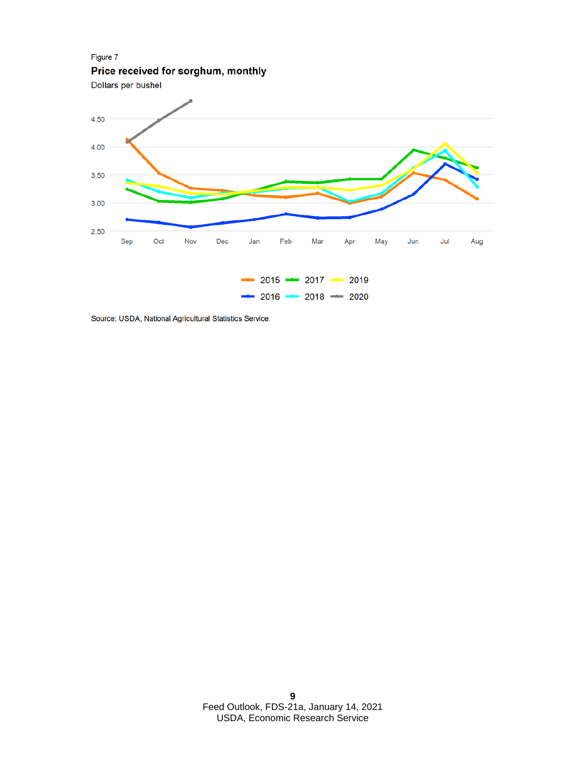Figure 7

**Price received for sorghum, monthly**

Dollars per bushel

4.50
4.00
3.50
3.00
2.50

Sep Oct Nov Dec Jan Feb Mar Apr May Jun Jul Aug

2015 2017 2019
2016 2018 2020

Source: USDA, National Agricultural Statistics Service.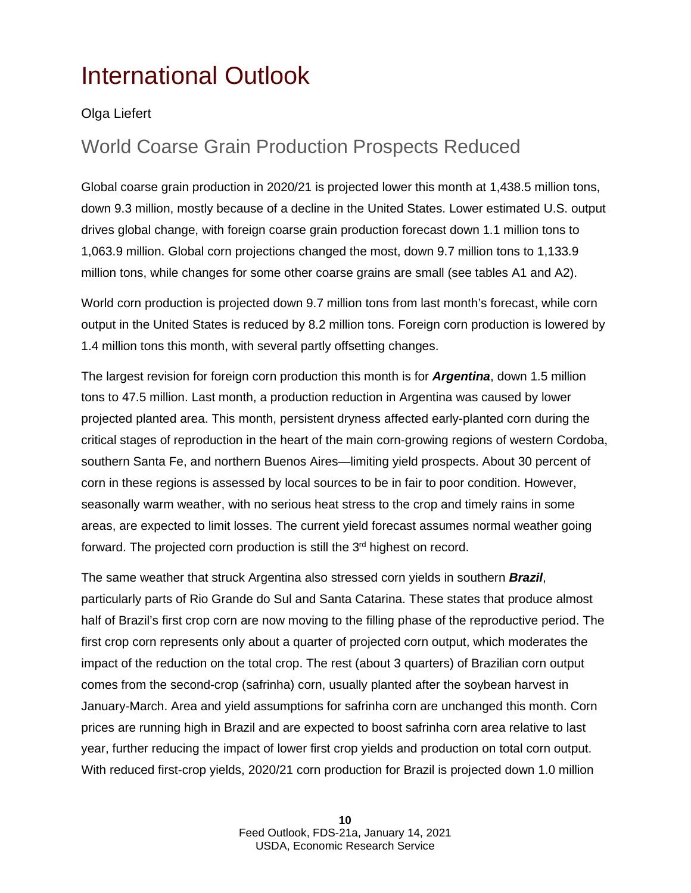# International Outlook

Olga Liefert

## World Coarse Grain Production Prospects Reduced

Global coarse grain production in 2020/21 is projected lower this month at 1,438.5 million tons, down 9.3 million, mostly because of a decline in the United States. Lower estimated U.S. output drives global change, with foreign coarse grain production forecast down 1.1 million tons to 1,063.9 million. Global corn projections changed the most, down 9.7 million tons to 1,133.9 million tons, while changes for some other coarse grains are small (see tables A1 and A2).

World corn production is projected down 9.7 million tons from last month's forecast, while corn output in the United States is reduced by 8.2 million tons. Foreign corn production is lowered by 1.4 million tons this month, with several partly offsetting changes.

The largest revision for foreign corn production this month is for ***Argentina***, down 1.5 million tons to 47.5 million. Last month, a production reduction in Argentina was caused by lower projected planted area. This month, persistent dryness affected early-planted corn during the critical stages of reproduction in the heart of the main corn-growing regions of western Cordoba, southern Santa Fe, and northern Buenos Aires—limiting yield prospects. About 30 percent of corn in these regions is assessed by local sources to be in fair to poor condition. However, seasonally warm weather, with no serious heat stress to the crop and timely rains in some areas, are expected to limit losses. The current yield forecast assumes normal weather going forward. The projected corn production is still the 3rd highest on record.

The same weather that struck Argentina also stressed corn yields in southern ***Brazil***, particularly parts of Rio Grande do Sul and Santa Catarina. These states that produce almost half of Brazil's first crop corn are now moving to the filling phase of the reproductive period. The first crop corn represents only about a quarter of projected corn output, which moderates the impact of the reduction on the total crop. The rest (about 3 quarters) of Brazilian corn output comes from the second-crop (safrinha) corn, usually planted after the soybean harvest in January-March. Area and yield assumptions for safrinha corn are unchanged this month. Corn prices are running high in Brazil and are expected to boost safrinha corn area relative to last year, further reducing the impact of lower first crop yields and production on total corn output. With reduced first-crop yields, 2020/21 corn production for Brazil is projected down 1.0 million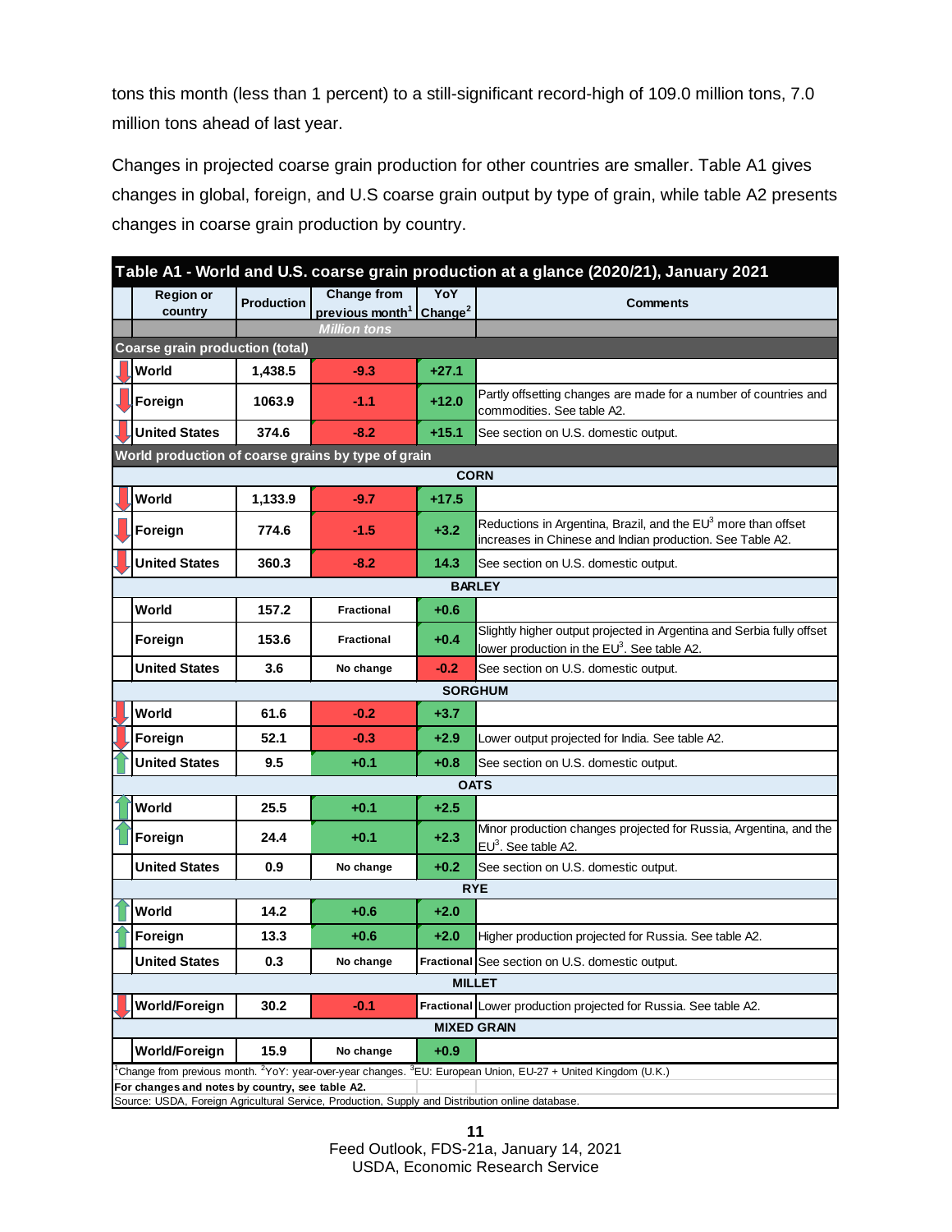tons this month (less than 1 percent) to a still-significant record-high of 109.0 million tons, 7.0 million tons ahead of last year.

Changes in projected coarse grain production for other countries are smaller. Table A1 gives changes in global, foreign, and U.S coarse grain output by type of grain, while table A2 presents changes in coarse grain production by country.

**Table A1 - World and U.S. coarse grain production at a glance (2020/21), January 2021**

| Region or country | Production | Change from previous month[1] | YoY Change[2] | Comments |
|---|---|---|---|---|
| | *Million tons* | | | |
| **Coarse grain production (total)** | | | | |
| World | 1,438.5 | -9.3 | +27.1 | |
| Foreign | 1063.9 | -1.1 | +12.0 | Partly offsetting changes are made for a number of countries and commodities. See table A2. |
| United States | 374.6 | -8.2 | +15.1 | See section on U.S. domestic output. |
| **World production of coarse grains by type of grain** | | | | |
| **CORN** | | | | |
| World | 1,133.9 | -9.7 | +17.5 | |
| Foreign | 774.6 | -1.5 | +3.2 | Reductions in Argentina, Brazil, and the EU[3] more than offset increases in Chinese and Indian production. See Table A2. |
| United States | 360.3 | -8.2 | 14.3 | See section on U.S. domestic output. |
| **BARLEY** | | | | |
| World | 157.2 | Fractional | +0.6 | |
| Foreign | 153.6 | Fractional | +0.4 | Slightly higher output projected in Argentina and Serbia fully offset lower production in the EU[3]. See table A2. |
| United States | 3.6 | No change | -0.2 | See section on U.S. domestic output. |
| **SORGHUM** | | | | |
| World | 61.6 | -0.2 | +3.7 | |
| Foreign | 52.1 | -0.3 | +2.9 | Lower output projected for India. See table A2. |
| United States | 9.5 | +0.1 | +0.8 | See section on U.S. domestic output. |
| **OATS** | | | | |
| World | 25.5 | +0.1 | +2.5 | |
| Foreign | 24.4 | +0.1 | +2.3 | Minor production changes projected for Russia, Argentina, and the EU[3]. See table A2. |
| United States | 0.9 | No change | +0.2 | See section on U.S. domestic output. |
| **RYE** | | | | |
| World | 14.2 | +0.6 | +2.0 | |
| Foreign | 13.3 | +0.6 | +2.0 | Higher production projected for Russia. See table A2. |
| United States | 0.3 | No change | Fractional | See section on U.S. domestic output. |
| **MILLET** | | | | |
| World/Foreign | 30.2 | -0.1 | Fractional | Lower production projected for Russia. See table A2. |
| **MIXED GRAIN** | | | | |
| World/Foreign | 15.9 | No change | +0.9 | |

[1]Change from previous month. [2]YoY: year-over-year changes. [3]EU: European Union, EU-27 + United Kingdom (U.K.)

**For changes and notes by country, see table A2.**

Source: USDA, Foreign Agricultural Service, Production, Supply and Distribution online database.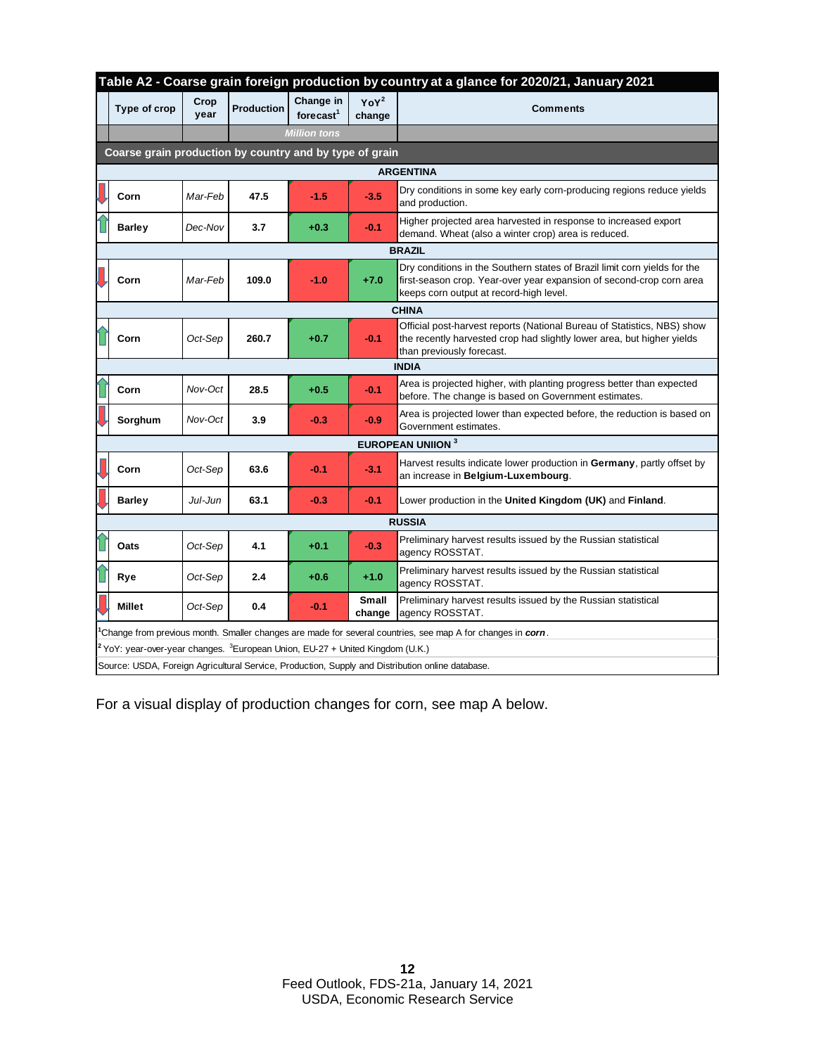**Table A2 - Coarse grain foreign production by country at a glance for 2020/21, January 2021**

| | Type of crop | Crop year | Production | Change in forecast[1] | YoY[2] change | Comments |
|---|---|---|---|---|---|---|
| | | | *Million tons* | | | |
| **Coarse grain production by country and by type of grain** | | | | | | |
| **ARGENTINA** | | | | | | |
| ↓ | **Corn** | *Mar-Feb* | **47.5** | **-1.5** | **-3.5** | Dry conditions in some key early corn-producing regions reduce yields and production. |
| ↑ | **Barley** | *Dec-Nov* | **3.7** | **+0.3** | **-0.1** | Higher projected area harvested in response to increased export demand. Wheat (also a winter crop) area is reduced. |
| **BRAZIL** | | | | | | |
| ↓ | **Corn** | *Mar-Feb* | **109.0** | **-1.0** | **+7.0** | Dry conditions in the Southern states of Brazil limit corn yields for the first-season crop. Year-over year expansion of second-crop corn area keeps corn output at record-high level. |
| **CHINA** | | | | | | |
| ↑ | **Corn** | *Oct-Sep* | **260.7** | **+0.7** | **-0.1** | Official post-harvest reports (National Bureau of Statistics, NBS) show the recently harvested crop had slightly lower area, but higher yields than previously forecast. |
| **INDIA** | | | | | | |
| ↑ | **Corn** | *Nov-Oct* | **28.5** | **+0.5** | **-0.1** | Area is projected higher, with planting progress better than expected before. The change is based on Government estimates. |
| ↓ | **Sorghum** | *Nov-Oct* | **3.9** | **-0.3** | **-0.9** | Area is projected lower than expected before, the reduction is based on Government estimates. |
| **EUROPEAN UNIION [3]** | | | | | | |
| ↓ | **Corn** | *Oct-Sep* | **63.6** | **-0.1** | **-3.1** | Harvest results indicate lower production in **Germany**, partly offset by an increase in **Belgium-Luxembourg**. |
| ↓ | **Barley** | *Jul-Jun* | **63.1** | **-0.3** | **-0.1** | Lower production in the **United Kingdom (UK)** and **Finland**. |
| **RUSSIA** | | | | | | |
| ↑ | **Oats** | *Oct-Sep* | **4.1** | **+0.1** | **-0.3** | Preliminary harvest results issued by the Russian statistical agency ROSSTAT. |
| ↑ | **Rye** | *Oct-Sep* | **2.4** | **+0.6** | **+1.0** | Preliminary harvest results issued by the Russian statistical agency ROSSTAT. |
| ↓ | **Millet** | *Oct-Sep* | **0.4** | **-0.1** | **Small change** | Preliminary harvest results issued by the Russian statistical agency ROSSTAT. |

[1]Change from previous month. Smaller changes are made for several countries, see map A for changes in ***corn***.

[2] YoY: year-over-year changes. [3]European Union, EU-27 + United Kingdom (U.K.)

Source: USDA, Foreign Agricultural Service, Production, Supply and Distribution online database.

For a visual display of production changes for corn, see map A below.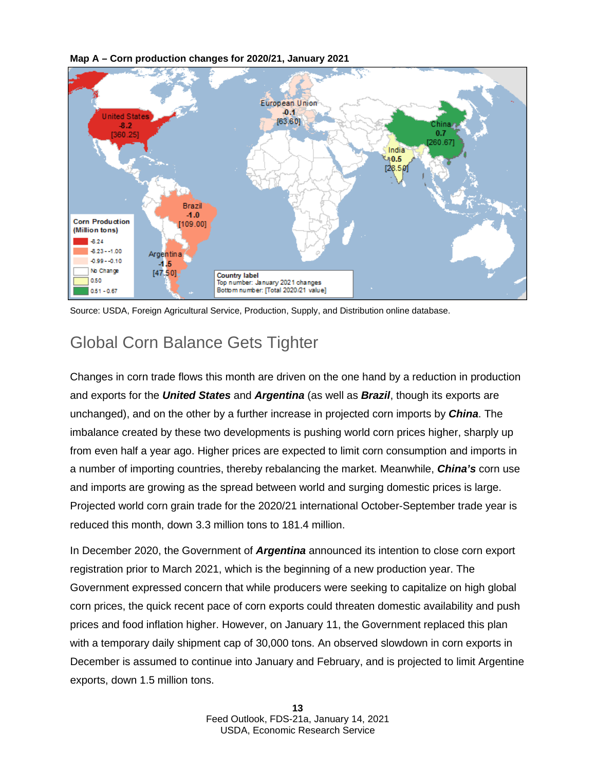**Map A – Corn production changes for 2020/21, January 2021**

Source: USDA, Foreign Agricultural Service, Production, Supply, and Distribution online database.

## Global Corn Balance Gets Tighter

Changes in corn trade flows this month are driven on the one hand by a reduction in production and exports for the ***United States*** and ***Argentina*** (as well as ***Brazil***, though its exports are unchanged), and on the other by a further increase in projected corn imports by ***China***. The imbalance created by these two developments is pushing world corn prices higher, sharply up from even half a year ago. Higher prices are expected to limit corn consumption and imports in a number of importing countries, thereby rebalancing the market. Meanwhile, ***China's*** corn use and imports are growing as the spread between world and surging domestic prices is large. Projected world corn grain trade for the 2020/21 international October-September trade year is reduced this month, down 3.3 million tons to 181.4 million.

In December 2020, the Government of ***Argentina*** announced its intention to close corn export registration prior to March 2021, which is the beginning of a new production year. The Government expressed concern that while producers were seeking to capitalize on high global corn prices, the quick recent pace of corn exports could threaten domestic availability and push prices and food inflation higher. However, on January 11, the Government replaced this plan with a temporary daily shipment cap of 30,000 tons. An observed slowdown in corn exports in December is assumed to continue into January and February, and is projected to limit Argentine exports, down 1.5 million tons.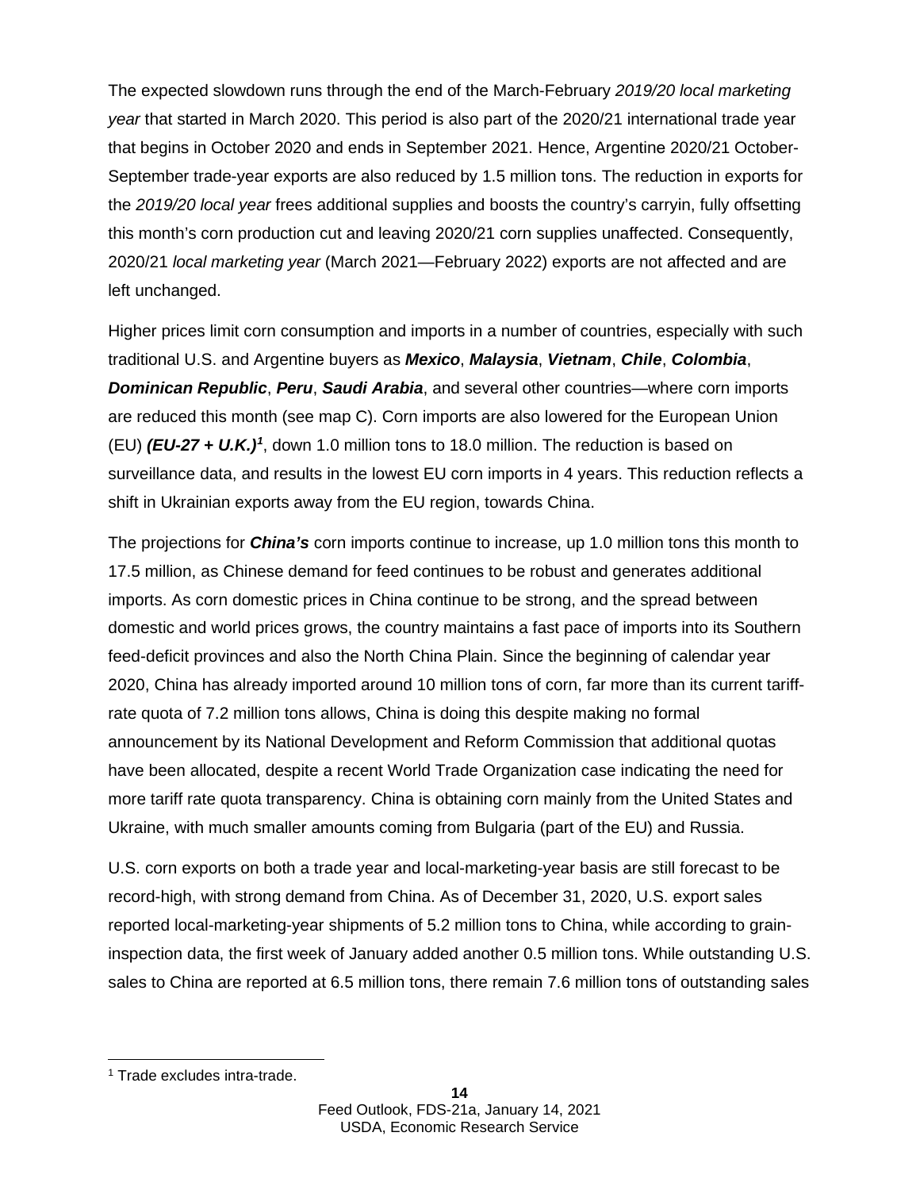The expected slowdown runs through the end of the March-February *2019/20 local marketing year* that started in March 2020. This period is also part of the 2020/21 international trade year that begins in October 2020 and ends in September 2021. Hence, Argentine 2020/21 October-September trade-year exports are also reduced by 1.5 million tons. The reduction in exports for the *2019/20 local year* frees additional supplies and boosts the country's carryin, fully offsetting this month's corn production cut and leaving 2020/21 corn supplies unaffected. Consequently, 2020/21 *local marketing year* (March 2021—February 2022) exports are not affected and are left unchanged.

Higher prices limit corn consumption and imports in a number of countries, especially with such traditional U.S. and Argentine buyers as ***Mexico***, ***Malaysia***, ***Vietnam***, ***Chile***, ***Colombia***, ***Dominican Republic***, ***Peru***, ***Saudi Arabia***, and several other countries—where corn imports are reduced this month (see map C). Corn imports are also lowered for the European Union (EU) ***(EU-27 + U.K.)***[1], down 1.0 million tons to 18.0 million. The reduction is based on surveillance data, and results in the lowest EU corn imports in 4 years. This reduction reflects a shift in Ukrainian exports away from the EU region, towards China.

The projections for ***China's*** corn imports continue to increase, up 1.0 million tons this month to 17.5 million, as Chinese demand for feed continues to be robust and generates additional imports. As corn domestic prices in China continue to be strong, and the spread between domestic and world prices grows, the country maintains a fast pace of imports into its Southern feed-deficit provinces and also the North China Plain. Since the beginning of calendar year 2020, China has already imported around 10 million tons of corn, far more than its current tariff-rate quota of 7.2 million tons allows, China is doing this despite making no formal announcement by its National Development and Reform Commission that additional quotas have been allocated, despite a recent World Trade Organization case indicating the need for more tariff rate quota transparency. China is obtaining corn mainly from the United States and Ukraine, with much smaller amounts coming from Bulgaria (part of the EU) and Russia.

U.S. corn exports on both a trade year and local-marketing-year basis are still forecast to be record-high, with strong demand from China. As of December 31, 2020, U.S. export sales reported local-marketing-year shipments of 5.2 million tons to China, while according to grain-inspection data, the first week of January added another 0.5 million tons. While outstanding U.S. sales to China are reported at 6.5 million tons, there remain 7.6 million tons of outstanding sales

---

[1] Trade excludes intra-trade.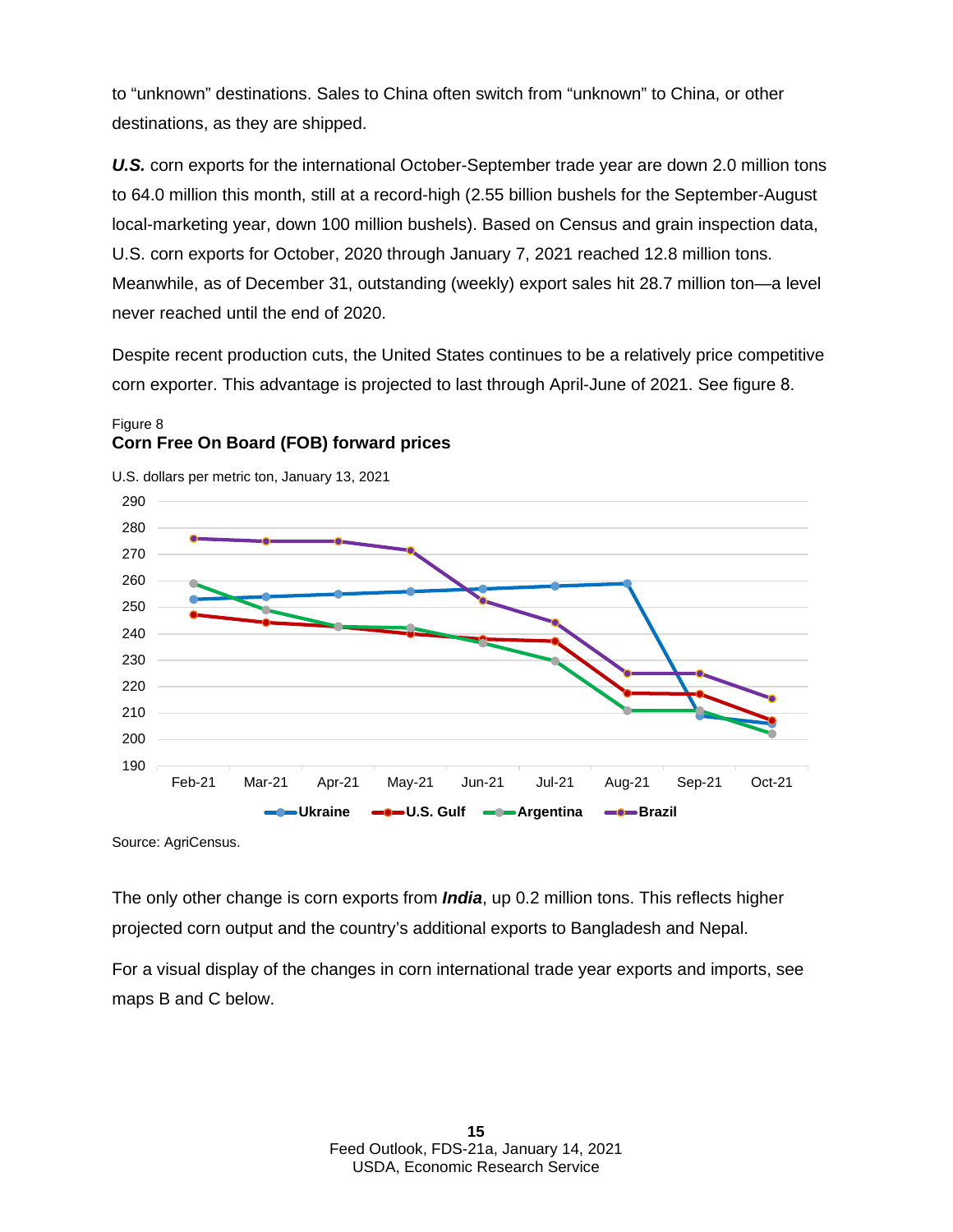to “unknown” destinations. Sales to China often switch from “unknown” to China, or other destinations, as they are shipped.

***U.S.*** corn exports for the international October-September trade year are down 2.0 million tons to 64.0 million this month, still at a record-high (2.55 billion bushels for the September-August local-marketing year, down 100 million bushels). Based on Census and grain inspection data, U.S. corn exports for October, 2020 through January 7, 2021 reached 12.8 million tons. Meanwhile, as of December 31, outstanding (weekly) export sales hit 28.7 million ton—a level never reached until the end of 2020.

Despite recent production cuts, the United States continues to be a relatively price competitive corn exporter. This advantage is projected to last through April-June of 2021. See figure 8.

Figure 8
**Corn Free On Board (FOB) forward prices**

U.S. dollars per metric ton, January 13, 2021

| | Feb-21 | Mar-21 | Apr-21 | May-21 | Jun-21 | Jul-21 | Aug-21 | Sep-21 | Oct-21 |
|---|---|---|---|---|---|---|---|---|---|
| Ukraine | 253 | 254 | 255 | 256 | 257 | 258 | 259 | 209 | 206 |
| U.S. Gulf | 247 | 244 | 243 | 240 | 238 | 237 | 217 | 217 | 207 |
| Argentina | 259 | 249 | 243 | 242 | 236 | 230 | 211 | 211 | 202 |
| Brazil | 276 | 275 | 275 | 271 | 252 | 244 | 225 | 225 | 215 |

Source: AgriCensus.

The only other change is corn exports from ***India***, up 0.2 million tons. This reflects higher projected corn output and the country’s additional exports to Bangladesh and Nepal.

For a visual display of the changes in corn international trade year exports and imports, see maps B and C below.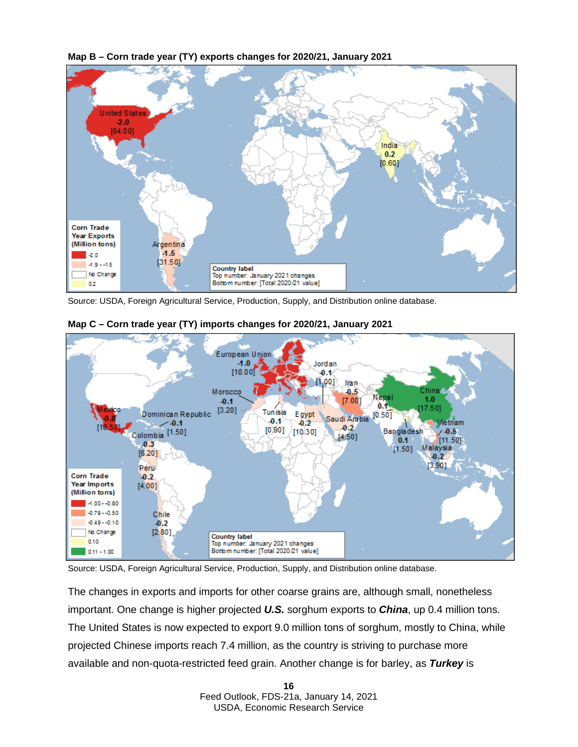**Map B – Corn trade year (TY) exports changes for 2020/21, January 2021**

Source: USDA, Foreign Agricultural Service, Production, Supply, and Distribution online database.

**Map C – Corn trade year (TY) imports changes for 2020/21, January 2021**

Source: USDA, Foreign Agricultural Service, Production, Supply, and Distribution online database.

The changes in exports and imports for other coarse grains are, although small, nonetheless important. One change is higher projected ***U.S.*** sorghum exports to ***China***, up 0.4 million tons. The United States is now expected to export 9.0 million tons of sorghum, mostly to China, while projected Chinese imports reach 7.4 million, as the country is striving to purchase more available and non-quota-restricted feed grain. Another change is for barley, as ***Turkey*** is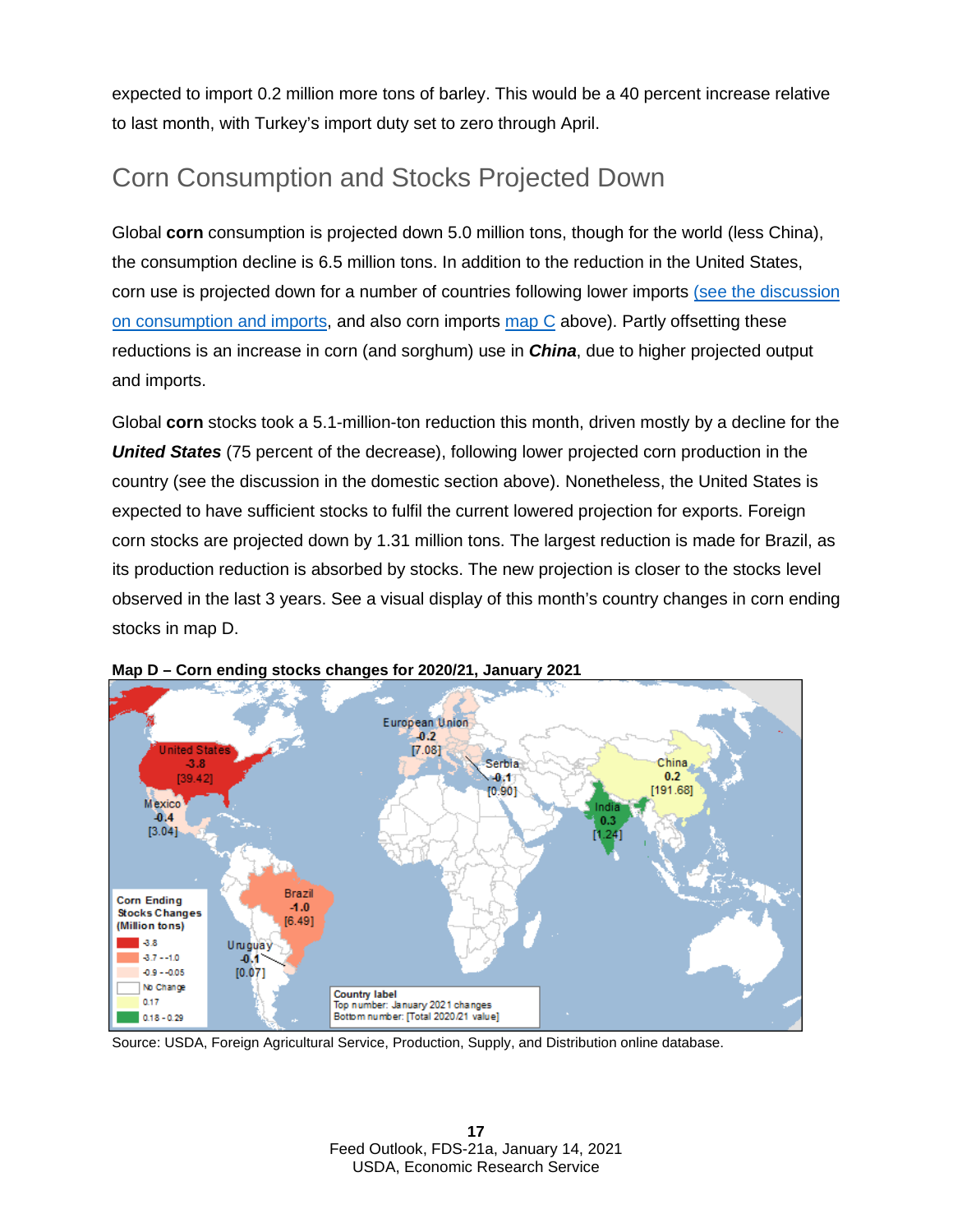expected to import 0.2 million more tons of barley. This would be a 40 percent increase relative to last month, with Turkey's import duty set to zero through April.

## Corn Consumption and Stocks Projected Down

Global **corn** consumption is projected down 5.0 million tons, though for the world (less China), the consumption decline is 6.5 million tons. In addition to the reduction in the United States, corn use is projected down for a number of countries following lower imports (see the discussion on consumption and imports, and also corn imports map C above). Partly offsetting these reductions is an increase in corn (and sorghum) use in ***China***, due to higher projected output and imports.

Global **corn** stocks took a 5.1-million-ton reduction this month, driven mostly by a decline for the ***United States*** (75 percent of the decrease), following lower projected corn production in the country (see the discussion in the domestic section above). Nonetheless, the United States is expected to have sufficient stocks to fulfil the current lowered projection for exports. Foreign corn stocks are projected down by 1.31 million tons. The largest reduction is made for Brazil, as its production reduction is absorbed by stocks. The new projection is closer to the stocks level observed in the last 3 years. See a visual display of this month's country changes in corn ending stocks in map D.

**Map D – Corn ending stocks changes for 2020/21, January 2021**

Source: USDA, Foreign Agricultural Service, Production, Supply, and Distribution online database.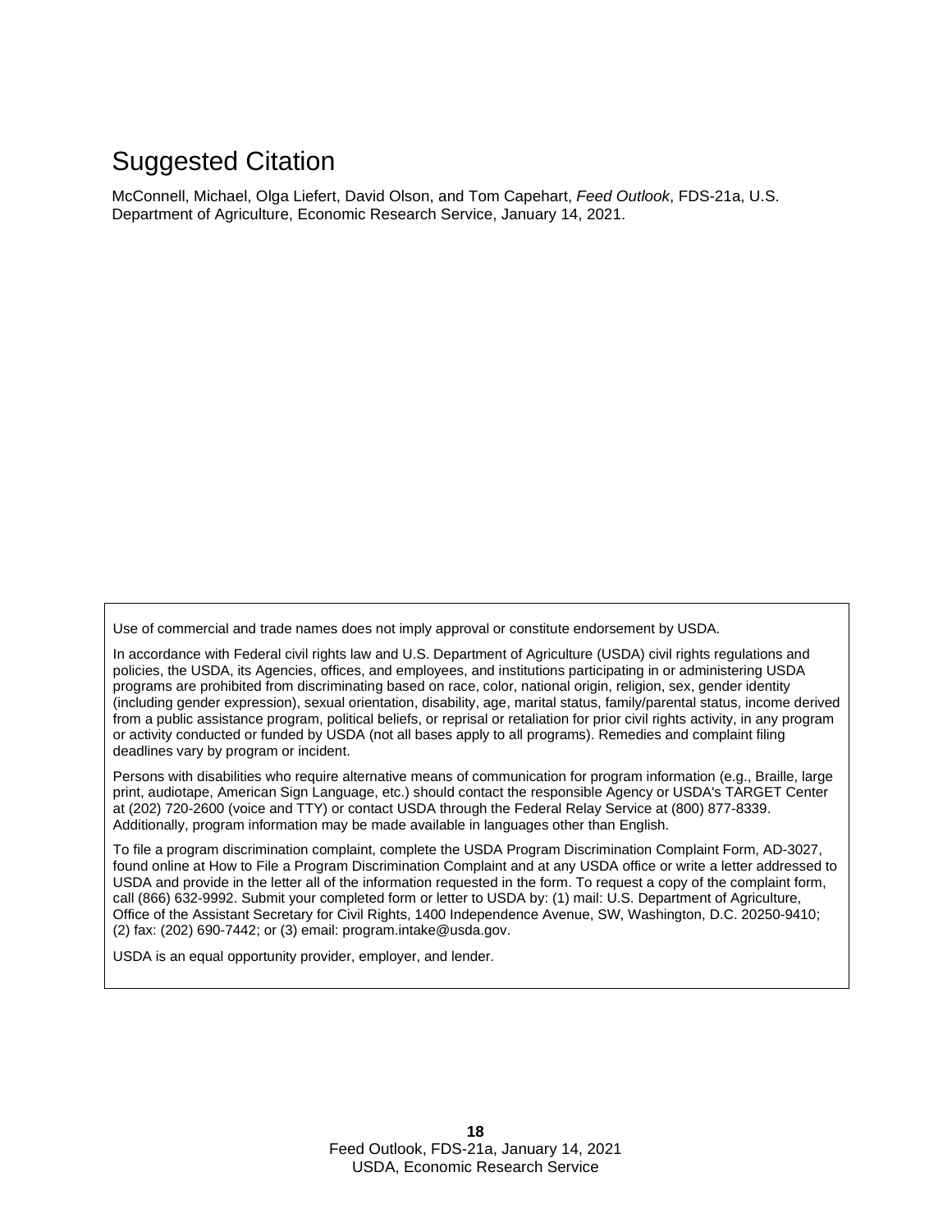## Suggested Citation

McConnell, Michael, Olga Liefert, David Olson, and Tom Capehart, *Feed Outlook*, FDS-21a, U.S. Department of Agriculture, Economic Research Service, January 14, 2021.

Use of commercial and trade names does not imply approval or constitute endorsement by USDA.

In accordance with Federal civil rights law and U.S. Department of Agriculture (USDA) civil rights regulations and policies, the USDA, its Agencies, offices, and employees, and institutions participating in or administering USDA programs are prohibited from discriminating based on race, color, national origin, religion, sex, gender identity (including gender expression), sexual orientation, disability, age, marital status, family/parental status, income derived from a public assistance program, political beliefs, or reprisal or retaliation for prior civil rights activity, in any program or activity conducted or funded by USDA (not all bases apply to all programs). Remedies and complaint filing deadlines vary by program or incident.

Persons with disabilities who require alternative means of communication for program information (e.g., Braille, large print, audiotape, American Sign Language, etc.) should contact the responsible Agency or USDA's TARGET Center at (202) 720-2600 (voice and TTY) or contact USDA through the Federal Relay Service at (800) 877-8339. Additionally, program information may be made available in languages other than English.

To file a program discrimination complaint, complete the USDA Program Discrimination Complaint Form, AD-3027, found online at How to File a Program Discrimination Complaint and at any USDA office or write a letter addressed to USDA and provide in the letter all of the information requested in the form. To request a copy of the complaint form, call (866) 632-9992. Submit your completed form or letter to USDA by: (1) mail: U.S. Department of Agriculture, Office of the Assistant Secretary for Civil Rights, 1400 Independence Avenue, SW, Washington, D.C. 20250-9410; (2) fax: (202) 690-7442; or (3) email: program.intake@usda.gov.

USDA is an equal opportunity provider, employer, and lender.